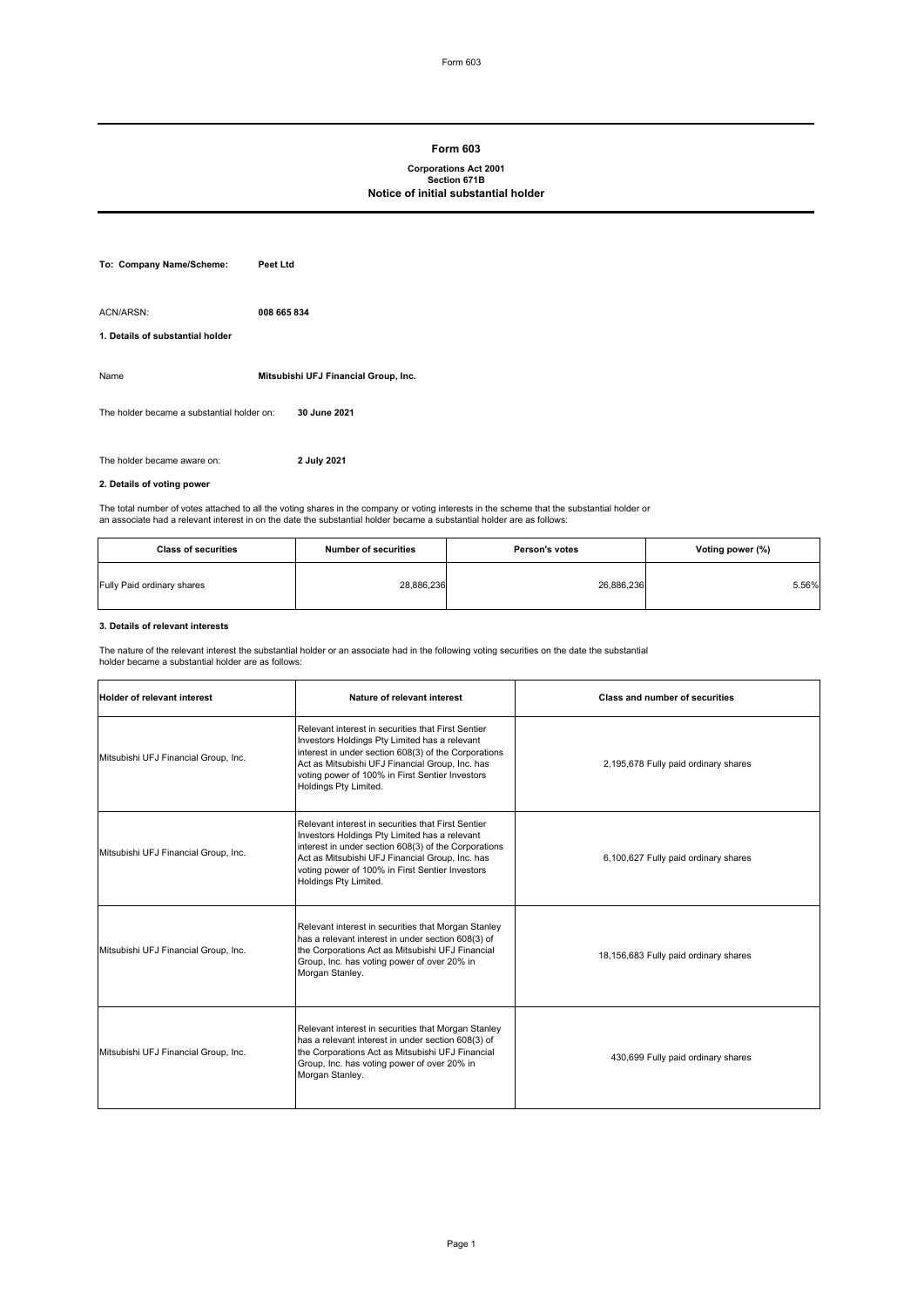# Form 603

**Corporations Act 2001**
**Section 671B**
**Notice of initial substantial holder**

**To: Company Name/Scheme:** **Peet Ltd**

ACN/ARSN: **008 665 834**

**1. Details of substantial holder**

Name **Mitsubishi UFJ Financial Group, Inc.**

The holder became a substantial holder on: **30 June 2021**

The holder became aware on: **2 July 2021**

**2. Details of voting power**

The total number of votes attached to all the voting shares in the company or voting interests in the scheme that the substantial holder or an associate had a relevant interest in on the date the substantial holder became a substantial holder are as follows:

| Class of securities | Number of securities | Person's votes | Voting power (%) |
|---|---|---|---|
| Fully Paid ordinary shares | 28,886,236 | 26,886,236 | 5.56% |

**3. Details of relevant interests**

The nature of the relevant interest the substantial holder or an associate had in the following voting securities on the date the substantial holder became a substantial holder are as follows:

| Holder of relevant interest | Nature of relevant interest | Class and number of securities |
|---|---|---|
| Mitsubishi UFJ Financial Group, Inc. | Relevant interest in securities that First Sentier Investors Holdings Pty Limited has a relevant interest in under section 608(3) of the Corporations Act as Mitsubishi UFJ Financial Group, Inc. has voting power of 100% in First Sentier Investors Holdings Pty Limited. | 2,195,678 Fully paid ordinary shares |
| Mitsubishi UFJ Financial Group, Inc. | Relevant interest in securities that First Sentier Investors Holdings Pty Limited has a relevant interest in under section 608(3) of the Corporations Act as Mitsubishi UFJ Financial Group, Inc. has voting power of 100% in First Sentier Investors Holdings Pty Limited. | 6,100,627 Fully paid ordinary shares |
| Mitsubishi UFJ Financial Group, Inc. | Relevant interest in securities that Morgan Stanley has a relevant interest in under section 608(3) of the Corporations Act as Mitsubishi UFJ Financial Group, Inc. has voting power of over 20% in Morgan Stanley. | 18,156,683 Fully paid ordinary shares |
| Mitsubishi UFJ Financial Group, Inc. | Relevant interest in securities that Morgan Stanley has a relevant interest in under section 608(3) of the Corporations Act as Mitsubishi UFJ Financial Group, Inc. has voting power of over 20% in Morgan Stanley. | 430,699 Fully paid ordinary shares |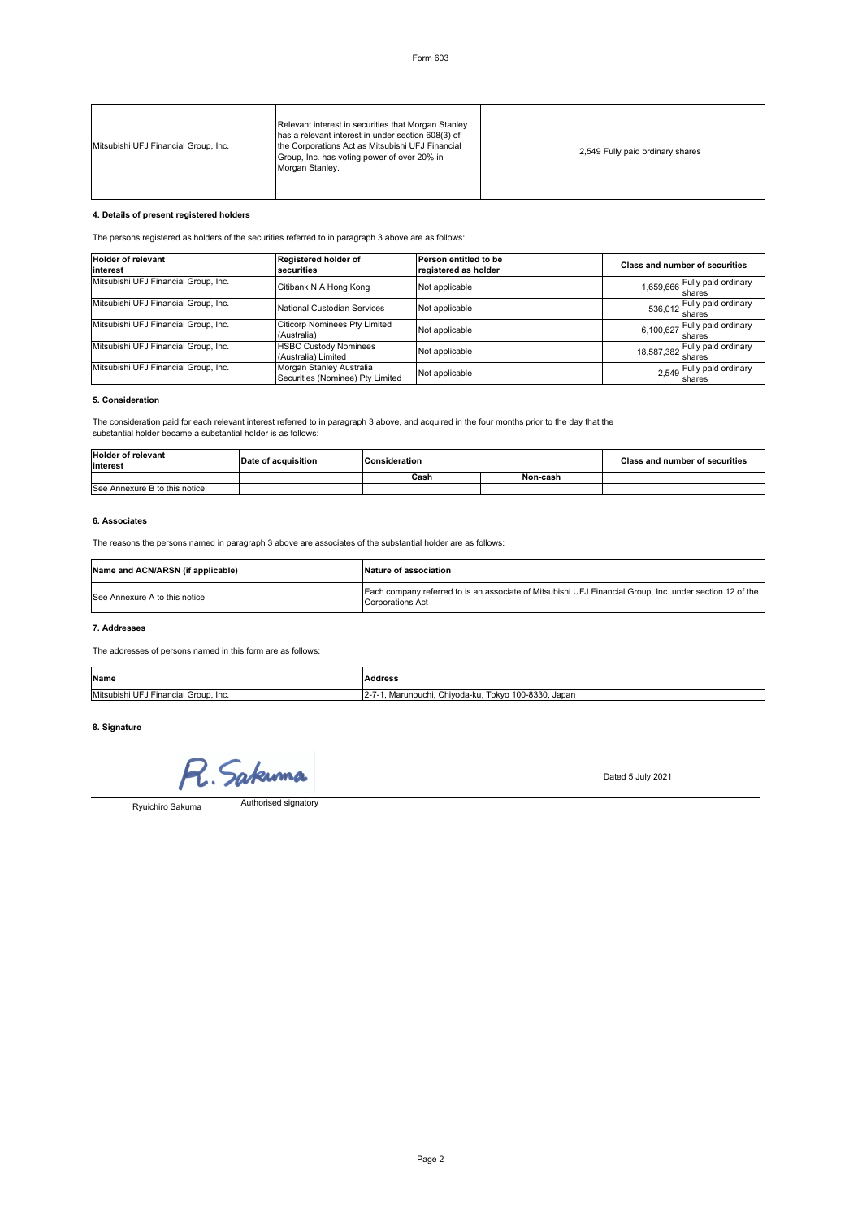Form 603

| Mitsubishi UFJ Financial Group, Inc. | Relevant interest in securities that Morgan Stanley has a relevant interest in under section 608(3) of the Corporations Act as Mitsubishi UFJ Financial Group, Inc. has voting power of over 20% in Morgan Stanley. | 2,549 Fully paid ordinary shares |
|---|---|---|

**4. Details of present registered holders**

The persons registered as holders of the securities referred to in paragraph 3 above are as follows:

| Holder of relevant interest | Registered holder of securities | Person entitled to be registered as holder | Class and number of securities |
|---|---|---|---|
| Mitsubishi UFJ Financial Group, Inc. | Citibank N A Hong Kong | Not applicable | 1,659,666 Fully paid ordinary shares |
| Mitsubishi UFJ Financial Group, Inc. | National Custodian Services | Not applicable | 536,012 Fully paid ordinary shares |
| Mitsubishi UFJ Financial Group, Inc. | Citicorp Nominees Pty Limited (Australia) | Not applicable | 6,100,627 Fully paid ordinary shares |
| Mitsubishi UFJ Financial Group, Inc. | HSBC Custody Nominees (Australia) Limited | Not applicable | 18,587,382 Fully paid ordinary shares |
| Mitsubishi UFJ Financial Group, Inc. | Morgan Stanley Australia Securities (Nominee) Pty Limited | Not applicable | 2,549 Fully paid ordinary shares |

**5. Consideration**

The consideration paid for each relevant interest referred to in paragraph 3 above, and acquired in the four months prior to the day that the substantial holder became a substantial holder is as follows:

| Holder of relevant interest | Date of acquisition | Consideration | | Class and number of securities |
|---|---|---|---|---|
| | | Cash | Non-cash | |
| See Annexure B to this notice | | | | |

**6. Associates**

The reasons the persons named in paragraph 3 above are associates of the substantial holder are as follows:

| Name and ACN/ARSN (if applicable) | Nature of association |
|---|---|
| See Annexure A to this notice | Each company referred to is an associate of Mitsubishi UFJ Financial Group, Inc. under section 12 of the Corporations Act |

**7. Addresses**

The addresses of persons named in this form are as follows:

| Name | Address |
|---|---|
| Mitsubishi UFJ Financial Group, Inc. | 2-7-1, Marunouchi, Chiyoda-ku, Tokyo 100-8330, Japan |

**8. Signature**

R. Sakuma

Ryuichiro Sakuma — Authorised signatory

Dated 5 July 2021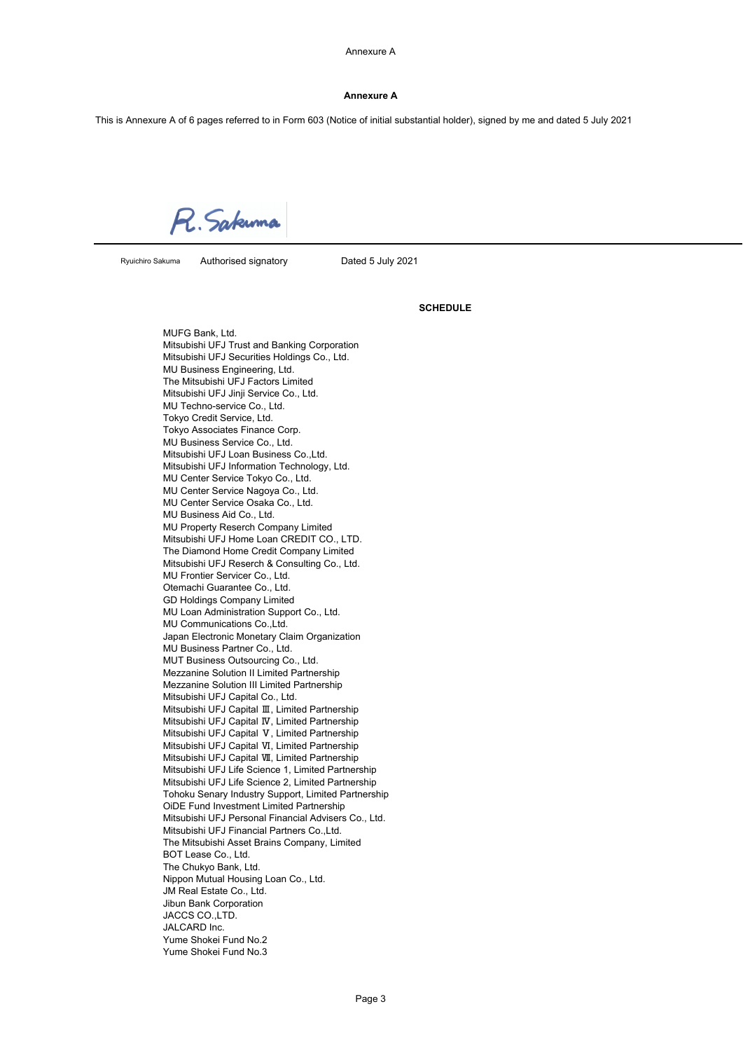## Annexure A

This is Annexure A of 6 pages referred to in Form 603 (Notice of initial substantial holder), signed by me and dated 5 July 2021

R. Sakuma

Ryuichiro Sakuma Authorised signatory Dated 5 July 2021

### SCHEDULE

MUFG Bank, Ltd.
Mitsubishi UFJ Trust and Banking Corporation
Mitsubishi UFJ Securities Holdings Co., Ltd.
MU Business Engineering, Ltd.
The Mitsubishi UFJ Factors Limited
Mitsubishi UFJ Jinji Service Co., Ltd.
MU Techno-service Co., Ltd.
Tokyo Credit Service, Ltd.
Tokyo Associates Finance Corp.
MU Business Service Co., Ltd.
Mitsubishi UFJ Loan Business Co.,Ltd.
Mitsubishi UFJ Information Technology, Ltd.
MU Center Service Tokyo Co., Ltd.
MU Center Service Nagoya Co., Ltd.
MU Center Service Osaka Co., Ltd.
MU Business Aid Co., Ltd.
MU Property Reserch Company Limited
Mitsubishi UFJ Home Loan CREDIT CO., LTD.
The Diamond Home Credit Company Limited
Mitsubishi UFJ Reserch & Consulting Co., Ltd.
MU Frontier Servicer Co., Ltd.
Otemachi Guarantee Co., Ltd.
GD Holdings Company Limited
MU Loan Administration Support Co., Ltd.
MU Communications Co.,Ltd.
Japan Electronic Monetary Claim Organization
MU Business Partner Co., Ltd.
MUT Business Outsourcing Co., Ltd.
Mezzanine Solution II Limited Partnership
Mezzanine Solution III Limited Partnership
Mitsubishi UFJ Capital Co., Ltd.
Mitsubishi UFJ Capital Ⅲ, Limited Partnership
Mitsubishi UFJ Capital Ⅳ, Limited Partnership
Mitsubishi UFJ Capital Ⅴ, Limited Partnership
Mitsubishi UFJ Capital Ⅵ, Limited Partnership
Mitsubishi UFJ Capital Ⅶ, Limited Partnership
Mitsubishi UFJ Life Science 1, Limited Partnership
Mitsubishi UFJ Life Science 2, Limited Partnership
Tohoku Senary Industry Support, Limited Partnership
OiDE Fund Investment Limited Partnership
Mitsubishi UFJ Personal Financial Advisers Co., Ltd.
Mitsubishi UFJ Financial Partners Co.,Ltd.
The Mitsubishi Asset Brains Company, Limited
BOT Lease Co., Ltd.
The Chukyo Bank, Ltd.
Nippon Mutual Housing Loan Co., Ltd.
JM Real Estate Co., Ltd.
Jibun Bank Corporation
JACCS CO.,LTD.
JALCARD Inc.
Yume Shokei Fund No.2
Yume Shokei Fund No.3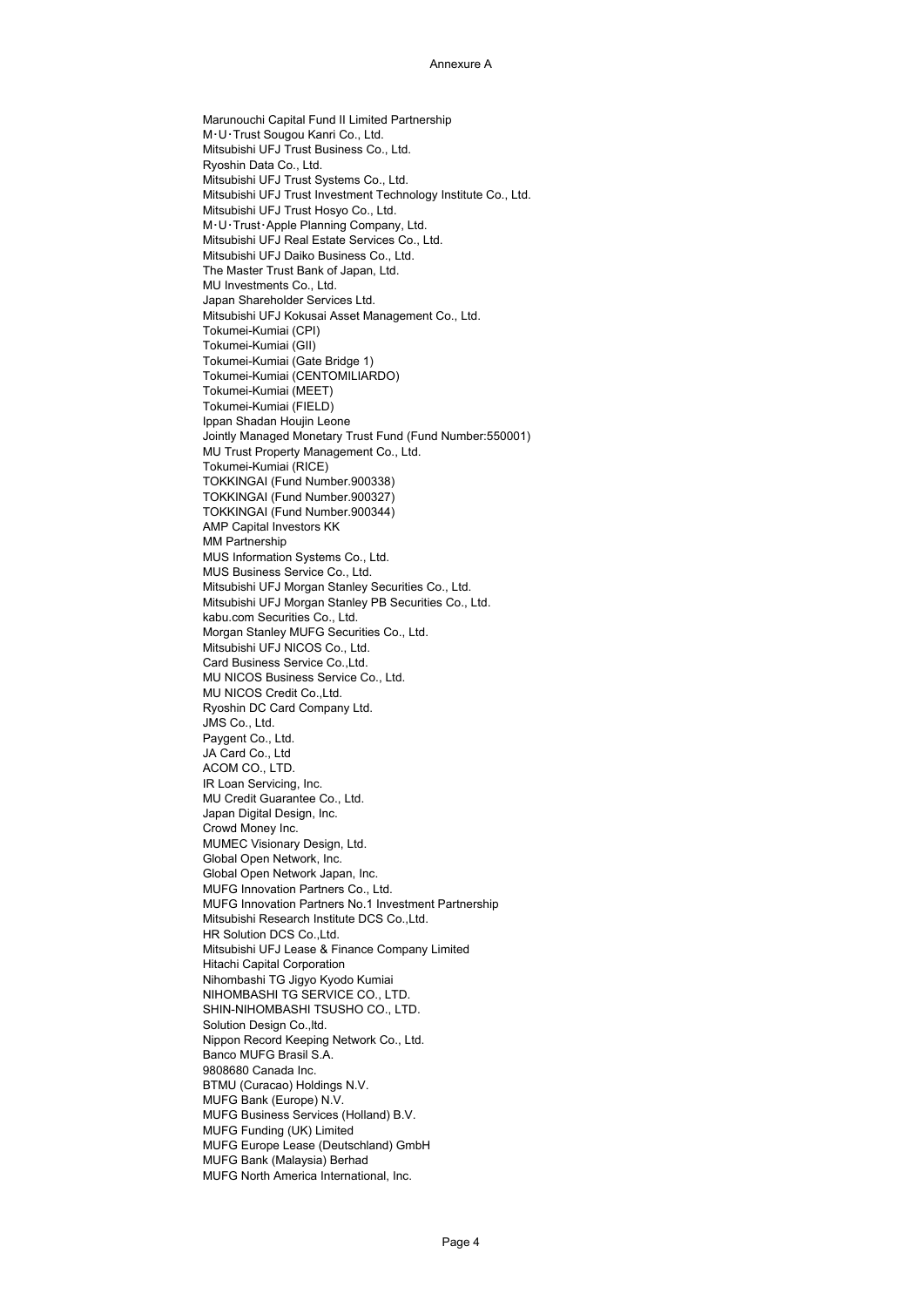Annexure A

Marunouchi Capital Fund II Limited Partnership
M･U･Trust Sougou Kanri Co., Ltd.
Mitsubishi UFJ Trust Business Co., Ltd.
Ryoshin Data Co., Ltd.
Mitsubishi UFJ Trust Systems Co., Ltd.
Mitsubishi UFJ Trust Investment Technology Institute Co., Ltd.
Mitsubishi UFJ Trust Hosyo Co., Ltd.
M･U･Trust･Apple Planning Company, Ltd.
Mitsubishi UFJ Real Estate Services Co., Ltd.
Mitsubishi UFJ Daiko Business Co., Ltd.
The Master Trust Bank of Japan, Ltd.
MU Investments Co., Ltd.
Japan Shareholder Services Ltd.
Mitsubishi UFJ Kokusai Asset Management Co., Ltd.
Tokumei-Kumiai (CPI)
Tokumei-Kumiai (GII)
Tokumei-Kumiai (Gate Bridge 1)
Tokumei-Kumiai (CENTOMILIARDO)
Tokumei-Kumiai (MEET)
Tokumei-Kumiai (FIELD)
Ippan Shadan Houjin Leone
Jointly Managed Monetary Trust Fund (Fund Number:550001)
MU Trust Property Management Co., Ltd.
Tokumei-Kumiai (RICE)
TOKKINGAI (Fund Number.900338)
TOKKINGAI (Fund Number.900327)
TOKKINGAI (Fund Number.900344)
AMP Capital Investors KK
MM Partnership
MUS Information Systems Co., Ltd.
MUS Business Service Co., Ltd.
Mitsubishi UFJ Morgan Stanley Securities Co., Ltd.
Mitsubishi UFJ Morgan Stanley PB Securities Co., Ltd.
kabu.com Securities Co., Ltd.
Morgan Stanley MUFG Securities Co., Ltd.
Mitsubishi UFJ NICOS Co., Ltd.
Card Business Service Co.,Ltd.
MU NICOS Business Service Co., Ltd.
MU NICOS Credit Co.,Ltd.
Ryoshin DC Card Company Ltd.
JMS Co., Ltd.
Paygent Co., Ltd.
JA Card Co., Ltd
ACOM CO., LTD.
IR Loan Servicing, Inc.
MU Credit Guarantee Co., Ltd.
Japan Digital Design, Inc.
Crowd Money Inc.
MUMEC Visionary Design, Ltd.
Global Open Network, Inc.
Global Open Network Japan, Inc.
MUFG Innovation Partners Co., Ltd.
MUFG Innovation Partners No.1 Investment Partnership
Mitsubishi Research Institute DCS Co.,Ltd.
HR Solution DCS Co.,Ltd.
Mitsubishi UFJ Lease & Finance Company Limited
Hitachi Capital Corporation
Nihombashi TG Jigyo Kyodo Kumiai
NIHOMBASHI TG SERVICE CO., LTD.
SHIN-NIHOMBASHI TSUSHO CO., LTD.
Solution Design Co.,ltd.
Nippon Record Keeping Network Co., Ltd.
Banco MUFG Brasil S.A.
9808680 Canada Inc.
BTMU (Curacao) Holdings N.V.
MUFG Bank (Europe) N.V.
MUFG Business Services (Holland) B.V.
MUFG Funding (UK) Limited
MUFG Europe Lease (Deutschland) GmbH
MUFG Bank (Malaysia) Berhad
MUFG North America International, Inc.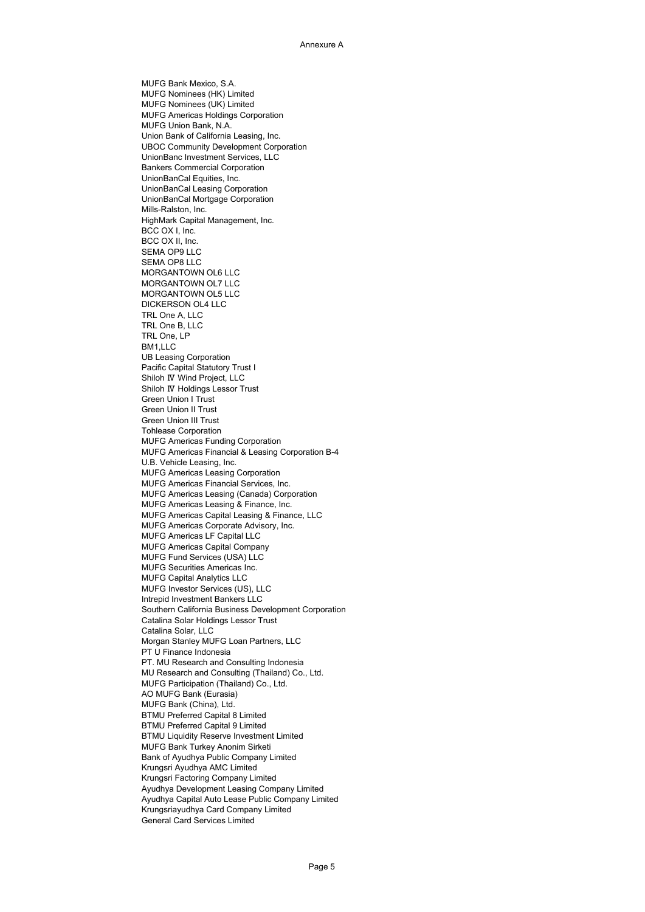Annexure A

MUFG Bank Mexico, S.A.
MUFG Nominees (HK) Limited
MUFG Nominees (UK) Limited
MUFG Americas Holdings Corporation
MUFG Union Bank, N.A.
Union Bank of California Leasing, Inc.
UBOC Community Development Corporation
UnionBanc Investment Services, LLC
Bankers Commercial Corporation
UnionBanCal Equities, Inc.
UnionBanCal Leasing Corporation
UnionBanCal Mortgage Corporation
Mills-Ralston, Inc.
HighMark Capital Management, Inc.
BCC OX I, Inc.
BCC OX II, Inc.
SEMA OP9 LLC
SEMA OP8 LLC
MORGANTOWN OL6 LLC
MORGANTOWN OL7 LLC
MORGANTOWN OL5 LLC
DICKERSON OL4 LLC
TRL One A, LLC
TRL One B, LLC
TRL One, LP
BM1,LLC
UB Leasing Corporation
Pacific Capital Statutory Trust I
Shiloh Ⅳ Wind Project, LLC
Shiloh Ⅳ Holdings Lessor Trust
Green Union I Trust
Green Union II Trust
Green Union III Trust
Tohlease Corporation
MUFG Americas Funding Corporation
MUFG Americas Financial & Leasing Corporation B-4
U.B. Vehicle Leasing, Inc.
MUFG Americas Leasing Corporation
MUFG Americas Financial Services, Inc.
MUFG Americas Leasing (Canada) Corporation
MUFG Americas Leasing & Finance, Inc.
MUFG Americas Capital Leasing & Finance, LLC
MUFG Americas Corporate Advisory, Inc.
MUFG Americas LF Capital LLC
MUFG Americas Capital Company
MUFG Fund Services (USA) LLC
MUFG Securities Americas Inc.
MUFG Capital Analytics LLC
MUFG Investor Services (US), LLC
Intrepid Investment Bankers LLC
Southern California Business Development Corporation
Catalina Solar Holdings Lessor Trust
Catalina Solar, LLC
Morgan Stanley MUFG Loan Partners, LLC
PT U Finance Indonesia
PT. MU Research and Consulting Indonesia
MU Research and Consulting (Thailand) Co., Ltd.
MUFG Participation (Thailand) Co., Ltd.
AO MUFG Bank (Eurasia)
MUFG Bank (China), Ltd.
BTMU Preferred Capital 8 Limited
BTMU Preferred Capital 9 Limited
BTMU Liquidity Reserve Investment Limited
MUFG Bank Turkey Anonim Sirketi
Bank of Ayudhya Public Company Limited
Krungsri Ayudhya AMC Limited
Krungsri Factoring Company Limited
Ayudhya Development Leasing Company Limited
Ayudhya Capital Auto Lease Public Company Limited
Krungsriayudhya Card Company Limited
General Card Services Limited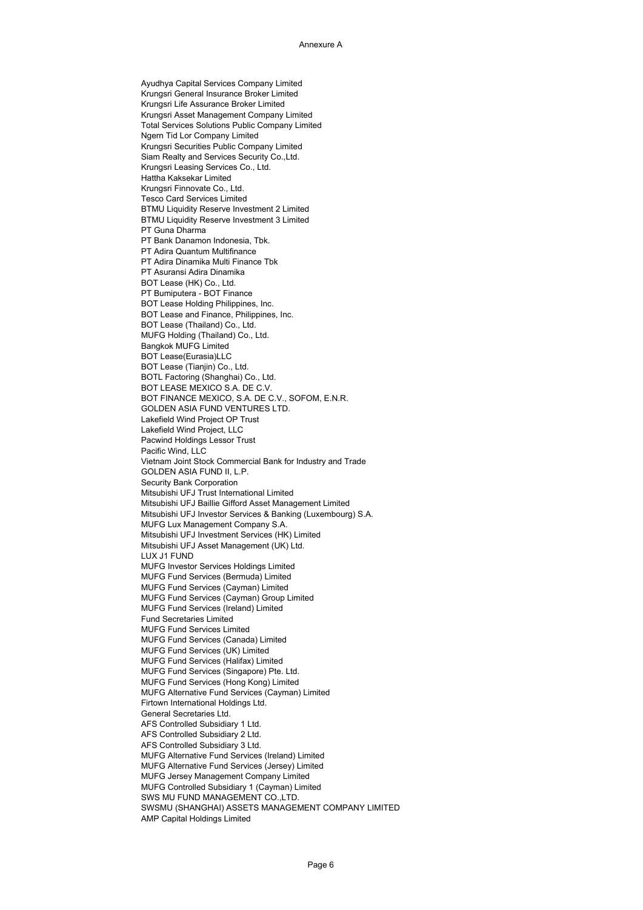Annexure A

Ayudhya Capital Services Company Limited
Krungsri General Insurance Broker Limited
Krungsri Life Assurance Broker Limited
Krungsri Asset Management Company Limited
Total Services Solutions Public Company Limited
Ngern Tid Lor Company Limited
Krungsri Securities Public Company Limited
Siam Realty and Services Security Co.,Ltd.
Krungsri Leasing Services Co., Ltd.
Hattha Kaksekar Limited
Krungsri Finnovate Co., Ltd.
Tesco Card Services Limited
BTMU Liquidity Reserve Investment 2 Limited
BTMU Liquidity Reserve Investment 3 Limited
PT Guna Dharma
PT Bank Danamon Indonesia, Tbk.
PT Adira Quantum Multifinance
PT Adira Dinamika Multi Finance Tbk
PT Asuransi Adira Dinamika
BOT Lease (HK) Co., Ltd.
PT Bumiputera - BOT Finance
BOT Lease Holding Philippines, Inc.
BOT Lease and Finance, Philippines, Inc.
BOT Lease (Thailand) Co., Ltd.
MUFG Holding (Thailand) Co., Ltd.
Bangkok MUFG Limited
BOT Lease(Eurasia)LLC
BOT Lease (Tianjin) Co., Ltd.
BOTL Factoring (Shanghai) Co., Ltd.
BOT LEASE MEXICO S.A. DE C.V.
BOT FINANCE MEXICO, S.A. DE C.V., SOFOM, E.N.R.
GOLDEN ASIA FUND VENTURES LTD.
Lakefield Wind Project OP Trust
Lakefield Wind Project, LLC
Pacwind Holdings Lessor Trust
Pacific Wind, LLC
Vietnam Joint Stock Commercial Bank for Industry and Trade
GOLDEN ASIA FUND II, L.P.
Security Bank Corporation
Mitsubishi UFJ Trust International Limited
Mitsubishi UFJ Baillie Gifford Asset Management Limited
Mitsubishi UFJ Investor Services & Banking (Luxembourg) S.A.
MUFG Lux Management Company S.A.
Mitsubishi UFJ Investment Services (HK) Limited
Mitsubishi UFJ Asset Management (UK) Ltd.
LUX J1 FUND
MUFG Investor Services Holdings Limited
MUFG Fund Services (Bermuda) Limited
MUFG Fund Services (Cayman) Limited
MUFG Fund Services (Cayman) Group Limited
MUFG Fund Services (Ireland) Limited
Fund Secretaries Limited
MUFG Fund Services Limited
MUFG Fund Services (Canada) Limited
MUFG Fund Services (UK) Limited
MUFG Fund Services (Halifax) Limited
MUFG Fund Services (Singapore) Pte. Ltd.
MUFG Fund Services (Hong Kong) Limited
MUFG Alternative Fund Services (Cayman) Limited
Firtown International Holdings Ltd.
General Secretaries Ltd.
AFS Controlled Subsidiary 1 Ltd.
AFS Controlled Subsidiary 2 Ltd.
AFS Controlled Subsidiary 3 Ltd.
MUFG Alternative Fund Services (Ireland) Limited
MUFG Alternative Fund Services (Jersey) Limited
MUFG Jersey Management Company Limited
MUFG Controlled Subsidiary 1 (Cayman) Limited
SWS MU FUND MANAGEMENT CO.,LTD.
SWSMU (SHANGHAI) ASSETS MANAGEMENT COMPANY LIMITED
AMP Capital Holdings Limited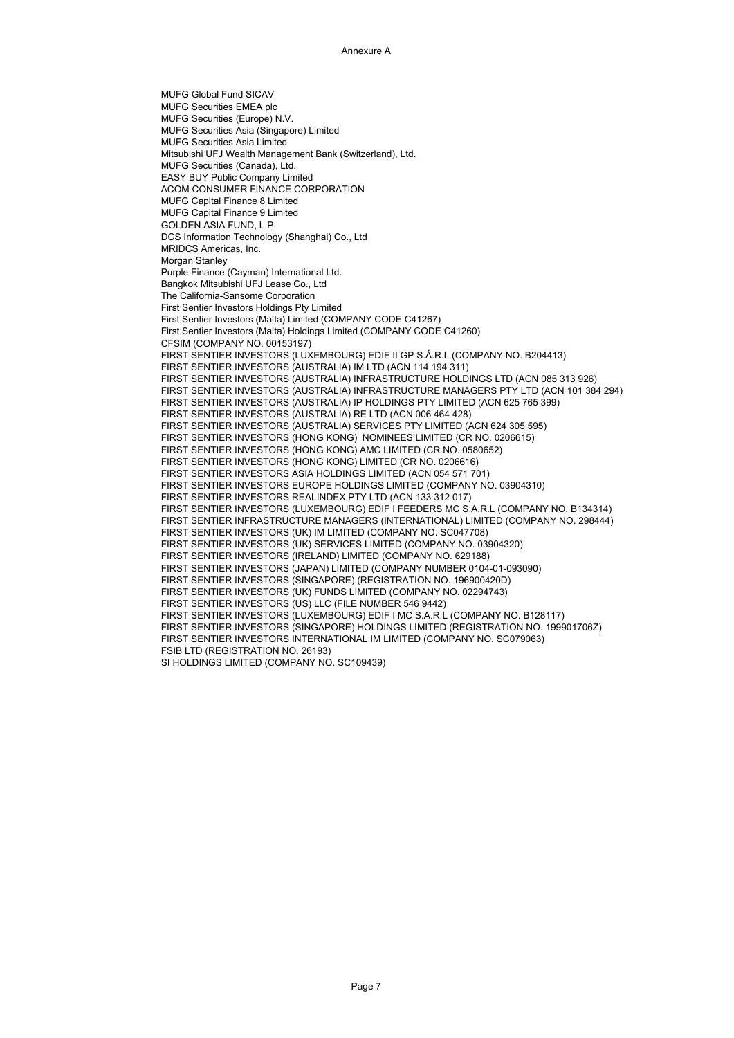Annexure A

MUFG Global Fund SICAV
MUFG Securities EMEA plc
MUFG Securities (Europe) N.V.
MUFG Securities Asia (Singapore) Limited
MUFG Securities Asia Limited
Mitsubishi UFJ Wealth Management Bank (Switzerland), Ltd.
MUFG Securities (Canada), Ltd.
EASY BUY Public Company Limited
ACOM CONSUMER FINANCE CORPORATION
MUFG Capital Finance 8 Limited
MUFG Capital Finance 9 Limited
GOLDEN ASIA FUND, L.P.
DCS Information Technology (Shanghai) Co., Ltd
MRIDCS Americas, Inc.
Morgan Stanley
Purple Finance (Cayman) International Ltd.
Bangkok Mitsubishi UFJ Lease Co., Ltd
The California-Sansome Corporation
First Sentier Investors Holdings Pty Limited
First Sentier Investors (Malta) Limited (COMPANY CODE C41267)
First Sentier Investors (Malta) Holdings Limited (COMPANY CODE C41260)
CFSIM (COMPANY NO. 00153197)
FIRST SENTIER INVESTORS (LUXEMBOURG) EDIF II GP S.Á.R.L (COMPANY NO. B204413)
FIRST SENTIER INVESTORS (AUSTRALIA) IM LTD (ACN 114 194 311)
FIRST SENTIER INVESTORS (AUSTRALIA) INFRASTRUCTURE HOLDINGS LTD (ACN 085 313 926)
FIRST SENTIER INVESTORS (AUSTRALIA) INFRASTRUCTURE MANAGERS PTY LTD (ACN 101 384 294)
FIRST SENTIER INVESTORS (AUSTRALIA) IP HOLDINGS PTY LIMITED (ACN 625 765 399)
FIRST SENTIER INVESTORS (AUSTRALIA) RE LTD (ACN 006 464 428)
FIRST SENTIER INVESTORS (AUSTRALIA) SERVICES PTY LIMITED (ACN 624 305 595)
FIRST SENTIER INVESTORS (HONG KONG) NOMINEES LIMITED (CR NO. 0206615)
FIRST SENTIER INVESTORS (HONG KONG) AMC LIMITED (CR NO. 0580652)
FIRST SENTIER INVESTORS (HONG KONG) LIMITED (CR NO. 0206616)
FIRST SENTIER INVESTORS ASIA HOLDINGS LIMITED (ACN 054 571 701)
FIRST SENTIER INVESTORS EUROPE HOLDINGS LIMITED (COMPANY NO. 03904310)
FIRST SENTIER INVESTORS REALINDEX PTY LTD (ACN 133 312 017)
FIRST SENTIER INVESTORS (LUXEMBOURG) EDIF I FEEDERS MC S.A.R.L (COMPANY NO. B134314)
FIRST SENTIER INFRASTRUCTURE MANAGERS (INTERNATIONAL) LIMITED (COMPANY NO. 298444)
FIRST SENTIER INVESTORS (UK) IM LIMITED (COMPANY NO. SC047708)
FIRST SENTIER INVESTORS (UK) SERVICES LIMITED (COMPANY NO. 03904320)
FIRST SENTIER INVESTORS (IRELAND) LIMITED (COMPANY NO. 629188)
FIRST SENTIER INVESTORS (JAPAN) LIMITED (COMPANY NUMBER 0104-01-093090)
FIRST SENTIER INVESTORS (SINGAPORE) (REGISTRATION NO. 196900420D)
FIRST SENTIER INVESTORS (UK) FUNDS LIMITED (COMPANY NO. 02294743)
FIRST SENTIER INVESTORS (US) LLC (FILE NUMBER 546 9442)
FIRST SENTIER INVESTORS (LUXEMBOURG) EDIF I MC S.A.R.L (COMPANY NO. B128117)
FIRST SENTIER INVESTORS (SINGAPORE) HOLDINGS LIMITED (REGISTRATION NO. 199901706Z)
FIRST SENTIER INVESTORS INTERNATIONAL IM LIMITED (COMPANY NO. SC079063)
FSIB LTD (REGISTRATION NO. 26193)
SI HOLDINGS LIMITED (COMPANY NO. SC109439)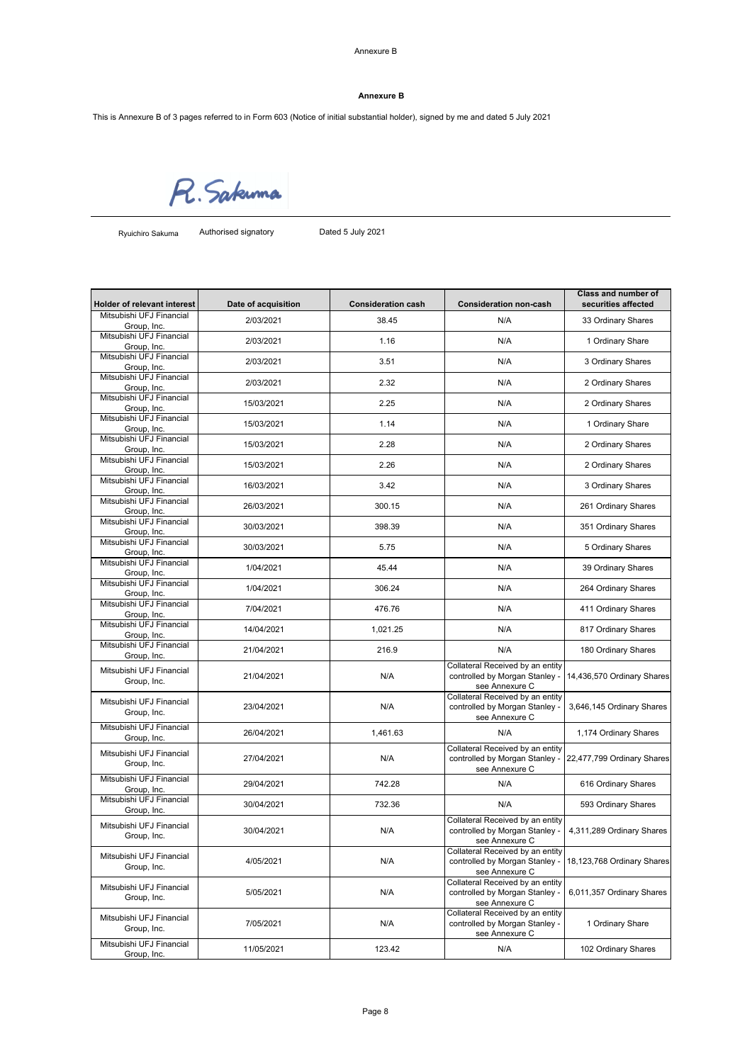## Annexure B

This is Annexure B of 3 pages referred to in Form 603 (Notice of initial substantial holder), signed by me and dated 5 July 2021

R. Sakuma

Ryuichiro Sakuma    Authorised signatory    Dated 5 July 2021

| Holder of relevant interest | Date of acquisition | Consideration cash | Consideration non-cash | Class and number of securities affected |
|---|---|---|---|---|
| Mitsubishi UFJ Financial Group, Inc. | 2/03/2021 | 38.45 | N/A | 33 Ordinary Shares |
| Mitsubishi UFJ Financial Group, Inc. | 2/03/2021 | 1.16 | N/A | 1 Ordinary Share |
| Mitsubishi UFJ Financial Group, Inc. | 2/03/2021 | 3.51 | N/A | 3 Ordinary Shares |
| Mitsubishi UFJ Financial Group, Inc. | 2/03/2021 | 2.32 | N/A | 2 Ordinary Shares |
| Mitsubishi UFJ Financial Group, Inc. | 15/03/2021 | 2.25 | N/A | 2 Ordinary Shares |
| Mitsubishi UFJ Financial Group, Inc. | 15/03/2021 | 1.14 | N/A | 1 Ordinary Share |
| Mitsubishi UFJ Financial Group, Inc. | 15/03/2021 | 2.28 | N/A | 2 Ordinary Shares |
| Mitsubishi UFJ Financial Group, Inc. | 15/03/2021 | 2.26 | N/A | 2 Ordinary Shares |
| Mitsubishi UFJ Financial Group, Inc. | 16/03/2021 | 3.42 | N/A | 3 Ordinary Shares |
| Mitsubishi UFJ Financial Group, Inc. | 26/03/2021 | 300.15 | N/A | 261 Ordinary Shares |
| Mitsubishi UFJ Financial Group, Inc. | 30/03/2021 | 398.39 | N/A | 351 Ordinary Shares |
| Mitsubishi UFJ Financial Group, Inc. | 30/03/2021 | 5.75 | N/A | 5 Ordinary Shares |
| Mitsubishi UFJ Financial Group, Inc. | 1/04/2021 | 45.44 | N/A | 39 Ordinary Shares |
| Mitsubishi UFJ Financial Group, Inc. | 1/04/2021 | 306.24 | N/A | 264 Ordinary Shares |
| Mitsubishi UFJ Financial Group, Inc. | 7/04/2021 | 476.76 | N/A | 411 Ordinary Shares |
| Mitsubishi UFJ Financial Group, Inc. | 14/04/2021 | 1,021.25 | N/A | 817 Ordinary Shares |
| Mitsubishi UFJ Financial Group, Inc. | 21/04/2021 | 216.9 | N/A | 180 Ordinary Shares |
| Mitsubishi UFJ Financial Group, Inc. | 21/04/2021 | N/A | Collateral Received by an entity controlled by Morgan Stanley - see Annexure C | 14,436,570 Ordinary Shares |
| Mitsubishi UFJ Financial Group, Inc. | 23/04/2021 | N/A | Collateral Received by an entity controlled by Morgan Stanley - see Annexure C | 3,646,145 Ordinary Shares |
| Mitsubishi UFJ Financial Group, Inc. | 26/04/2021 | 1,461.63 | N/A | 1,174 Ordinary Shares |
| Mitsubishi UFJ Financial Group, Inc. | 27/04/2021 | N/A | Collateral Received by an entity controlled by Morgan Stanley - see Annexure C | 22,477,799 Ordinary Shares |
| Mitsubishi UFJ Financial Group, Inc. | 29/04/2021 | 742.28 | N/A | 616 Ordinary Shares |
| Mitsubishi UFJ Financial Group, Inc. | 30/04/2021 | 732.36 | N/A | 593 Ordinary Shares |
| Mitsubishi UFJ Financial Group, Inc. | 30/04/2021 | N/A | Collateral Received by an entity controlled by Morgan Stanley - see Annexure C | 4,311,289 Ordinary Shares |
| Mitsubishi UFJ Financial Group, Inc. | 4/05/2021 | N/A | Collateral Received by an entity controlled by Morgan Stanley - see Annexure C | 18,123,768 Ordinary Shares |
| Mitsubishi UFJ Financial Group, Inc. | 5/05/2021 | N/A | Collateral Received by an entity controlled by Morgan Stanley - see Annexure C | 6,011,357 Ordinary Shares |
| Mitsubishi UFJ Financial Group, Inc. | 7/05/2021 | N/A | Collateral Received by an entity controlled by Morgan Stanley - see Annexure C | 1 Ordinary Share |
| Mitsubishi UFJ Financial Group, Inc. | 11/05/2021 | 123.42 | N/A | 102 Ordinary Shares |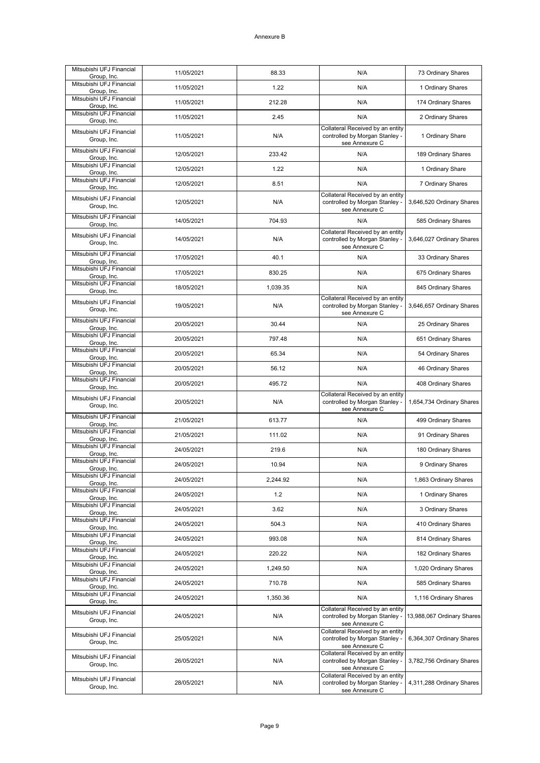Annexure B

| | | | | |
|---|---|---|---|---|
| Mitsubishi UFJ Financial Group, Inc. | 11/05/2021 | 88.33 | N/A | 73 Ordinary Shares |
| Mitsubishi UFJ Financial Group, Inc. | 11/05/2021 | 1.22 | N/A | 1 Ordinary Shares |
| Mitsubishi UFJ Financial Group, Inc. | 11/05/2021 | 212.28 | N/A | 174 Ordinary Shares |
| Mitsubishi UFJ Financial Group, Inc. | 11/05/2021 | 2.45 | N/A | 2 Ordinary Shares |
| Mitsubishi UFJ Financial Group, Inc. | 11/05/2021 | N/A | Collateral Received by an entity controlled by Morgan Stanley - see Annexure C | 1 Ordinary Share |
| Mitsubishi UFJ Financial Group, Inc. | 12/05/2021 | 233.42 | N/A | 189 Ordinary Shares |
| Mitsubishi UFJ Financial Group, Inc. | 12/05/2021 | 1.22 | N/A | 1 Ordinary Share |
| Mitsubishi UFJ Financial Group, Inc. | 12/05/2021 | 8.51 | N/A | 7 Ordinary Shares |
| Mitsubishi UFJ Financial Group, Inc. | 12/05/2021 | N/A | Collateral Received by an entity controlled by Morgan Stanley - see Annexure C | 3,646,520 Ordinary Shares |
| Mitsubishi UFJ Financial Group, Inc. | 14/05/2021 | 704.93 | N/A | 585 Ordinary Shares |
| Mitsubishi UFJ Financial Group, Inc. | 14/05/2021 | N/A | Collateral Received by an entity controlled by Morgan Stanley - see Annexure C | 3,646,027 Ordinary Shares |
| Mitsubishi UFJ Financial Group, Inc. | 17/05/2021 | 40.1 | N/A | 33 Ordinary Shares |
| Mitsubishi UFJ Financial Group, Inc. | 17/05/2021 | 830.25 | N/A | 675 Ordinary Shares |
| Mitsubishi UFJ Financial Group, Inc. | 18/05/2021 | 1,039.35 | N/A | 845 Ordinary Shares |
| Mitsubishi UFJ Financial Group, Inc. | 19/05/2021 | N/A | Collateral Received by an entity controlled by Morgan Stanley - see Annexure C | 3,646,657 Ordinary Shares |
| Mitsubishi UFJ Financial Group, Inc. | 20/05/2021 | 30.44 | N/A | 25 Ordinary Shares |
| Mitsubishi UFJ Financial Group, Inc. | 20/05/2021 | 797.48 | N/A | 651 Ordinary Shares |
| Mitsubishi UFJ Financial Group, Inc. | 20/05/2021 | 65.34 | N/A | 54 Ordinary Shares |
| Mitsubishi UFJ Financial Group, Inc. | 20/05/2021 | 56.12 | N/A | 46 Ordinary Shares |
| Mitsubishi UFJ Financial Group, Inc. | 20/05/2021 | 495.72 | N/A | 408 Ordinary Shares |
| Mitsubishi UFJ Financial Group, Inc. | 20/05/2021 | N/A | Collateral Received by an entity controlled by Morgan Stanley - see Annexure C | 1,654,734 Ordinary Shares |
| Mitsubishi UFJ Financial Group, Inc. | 21/05/2021 | 613.77 | N/A | 499 Ordinary Shares |
| Mitsubishi UFJ Financial Group, Inc. | 21/05/2021 | 111.02 | N/A | 91 Ordinary Shares |
| Mitsubishi UFJ Financial Group, Inc. | 24/05/2021 | 219.6 | N/A | 180 Ordinary Shares |
| Mitsubishi UFJ Financial Group, Inc. | 24/05/2021 | 10.94 | N/A | 9 Ordinary Shares |
| Mitsubishi UFJ Financial Group, Inc. | 24/05/2021 | 2,244.92 | N/A | 1,863 Ordinary Shares |
| Mitsubishi UFJ Financial Group, Inc. | 24/05/2021 | 1.2 | N/A | 1 Ordinary Shares |
| Mitsubishi UFJ Financial Group, Inc. | 24/05/2021 | 3.62 | N/A | 3 Ordinary Shares |
| Mitsubishi UFJ Financial Group, Inc. | 24/05/2021 | 504.3 | N/A | 410 Ordinary Shares |
| Mitsubishi UFJ Financial Group, Inc. | 24/05/2021 | 993.08 | N/A | 814 Ordinary Shares |
| Mitsubishi UFJ Financial Group, Inc. | 24/05/2021 | 220.22 | N/A | 182 Ordinary Shares |
| Mitsubishi UFJ Financial Group, Inc. | 24/05/2021 | 1,249.50 | N/A | 1,020 Ordinary Shares |
| Mitsubishi UFJ Financial Group, Inc. | 24/05/2021 | 710.78 | N/A | 585 Ordinary Shares |
| Mitsubishi UFJ Financial Group, Inc. | 24/05/2021 | 1,350.36 | N/A | 1,116 Ordinary Shares |
| Mitsubishi UFJ Financial Group, Inc. | 24/05/2021 | N/A | Collateral Received by an entity controlled by Morgan Stanley - see Annexure C | 13,988,067 Ordinary Shares |
| Mitsubishi UFJ Financial Group, Inc. | 25/05/2021 | N/A | Collateral Received by an entity controlled by Morgan Stanley - see Annexure C | 6,364,307 Ordinary Shares |
| Mitsubishi UFJ Financial Group, Inc. | 26/05/2021 | N/A | Collateral Received by an entity controlled by Morgan Stanley - see Annexure C | 3,782,756 Ordinary Shares |
| Mitsubishi UFJ Financial Group, Inc. | 28/05/2021 | N/A | Collateral Received by an entity controlled by Morgan Stanley - see Annexure C | 4,311,288 Ordinary Shares |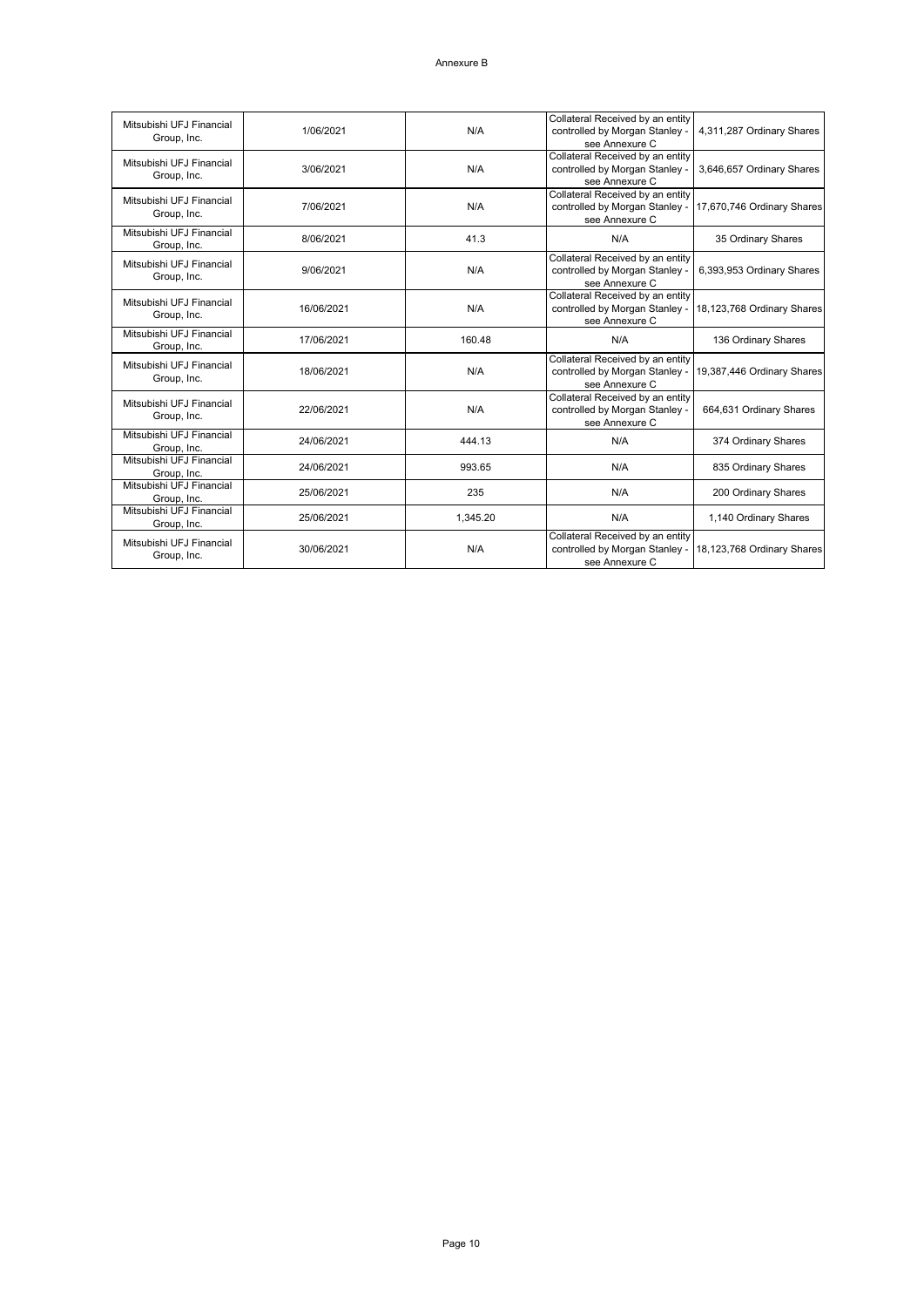Annexure B

| | | | | |
|---|---|---|---|---|
| Mitsubishi UFJ Financial Group, Inc. | 1/06/2021 | N/A | Collateral Received by an entity controlled by Morgan Stanley - see Annexure C | 4,311,287 Ordinary Shares |
| Mitsubishi UFJ Financial Group, Inc. | 3/06/2021 | N/A | Collateral Received by an entity controlled by Morgan Stanley - see Annexure C | 3,646,657 Ordinary Shares |
| Mitsubishi UFJ Financial Group, Inc. | 7/06/2021 | N/A | Collateral Received by an entity controlled by Morgan Stanley - see Annexure C | 17,670,746 Ordinary Shares |
| Mitsubishi UFJ Financial Group, Inc. | 8/06/2021 | 41.3 | N/A | 35 Ordinary Shares |
| Mitsubishi UFJ Financial Group, Inc. | 9/06/2021 | N/A | Collateral Received by an entity controlled by Morgan Stanley - see Annexure C | 6,393,953 Ordinary Shares |
| Mitsubishi UFJ Financial Group, Inc. | 16/06/2021 | N/A | Collateral Received by an entity controlled by Morgan Stanley - see Annexure C | 18,123,768 Ordinary Shares |
| Mitsubishi UFJ Financial Group, Inc. | 17/06/2021 | 160.48 | N/A | 136 Ordinary Shares |
| Mitsubishi UFJ Financial Group, Inc. | 18/06/2021 | N/A | Collateral Received by an entity controlled by Morgan Stanley - see Annexure C | 19,387,446 Ordinary Shares |
| Mitsubishi UFJ Financial Group, Inc. | 22/06/2021 | N/A | Collateral Received by an entity controlled by Morgan Stanley - see Annexure C | 664,631 Ordinary Shares |
| Mitsubishi UFJ Financial Group, Inc. | 24/06/2021 | 444.13 | N/A | 374 Ordinary Shares |
| Mitsubishi UFJ Financial Group, Inc. | 24/06/2021 | 993.65 | N/A | 835 Ordinary Shares |
| Mitsubishi UFJ Financial Group, Inc. | 25/06/2021 | 235 | N/A | 200 Ordinary Shares |
| Mitsubishi UFJ Financial Group, Inc. | 25/06/2021 | 1,345.20 | N/A | 1,140 Ordinary Shares |
| Mitsubishi UFJ Financial Group, Inc. | 30/06/2021 | N/A | Collateral Received by an entity controlled by Morgan Stanley - see Annexure C | 18,123,768 Ordinary Shares |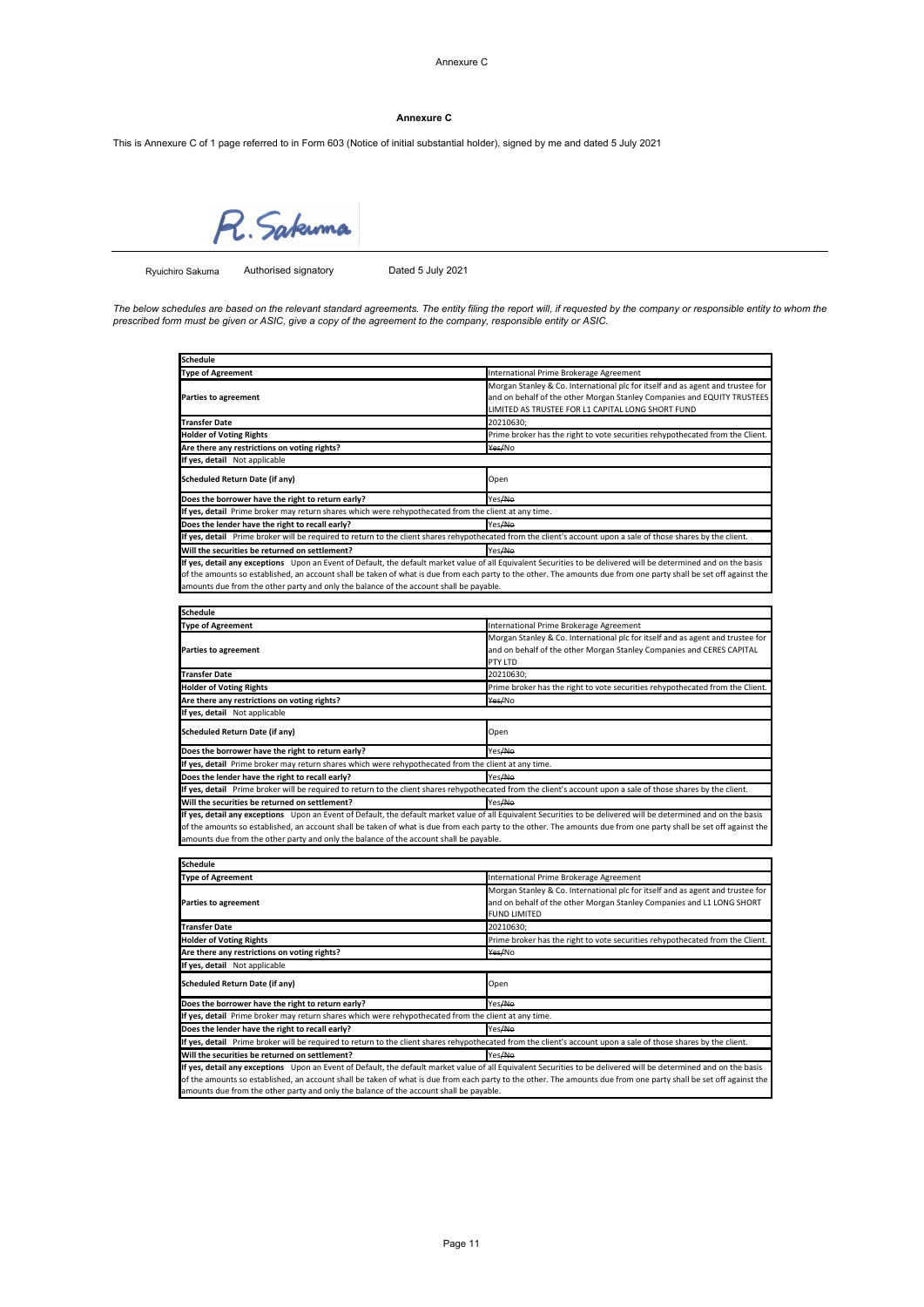# Annexure C

This is Annexure C of 1 page referred to in Form 603 (Notice of initial substantial holder), signed by me and dated 5 July 2021

R. Sakuma

Ryuichiro Sakuma  Authorised signatory  Dated 5 July 2021

*The below schedules are based on the relevant standard agreements. The entity filing the report will, if requested by the company or responsible entity to whom the prescribed form must be given or ASIC, give a copy of the agreement to the company, responsible entity or ASIC.*

| **Schedule** | |
|---|---|
| **Type of Agreement** | International Prime Brokerage Agreement |
| **Parties to agreement** | Morgan Stanley & Co. International plc for itself and as agent and trustee for and on behalf of the other Morgan Stanley Companies and EQUITY TRUSTEES LIMITED AS TRUSTEE FOR L1 CAPITAL LONG SHORT FUND |
| **Transfer Date** | 20210630; |
| **Holder of Voting Rights** | Prime broker has the right to vote securities rehypothecated from the Client. |
| **Are there any restrictions on voting rights?** | ~~Yes~~/No |
| **If yes, detail** Not applicable | |
| **Scheduled Return Date (if any)** | Open |
| **Does the borrower have the right to return early?** | Yes/~~No~~ |
| **If yes, detail** Prime broker may return shares which were rehypothecated from the client at any time. | |
| **Does the lender have the right to recall early?** | Yes/~~No~~ |
| **If yes, detail** Prime broker will be required to return to the client shares rehypothecated from the client's account upon a sale of those shares by the client. | |
| **Will the securities be returned on settlement?** | Yes/~~No~~ |
| **If yes, detail any exceptions** Upon an Event of Default, the default market value of all Equivalent Securities to be delivered will be determined and on the basis of the amounts so established, an account shall be taken of what is due from each party to the other. The amounts due from one party shall be set off against the amounts due from the other party and only the balance of the account shall be payable. | |

| **Schedule** | |
|---|---|
| **Type of Agreement** | International Prime Brokerage Agreement |
| **Parties to agreement** | Morgan Stanley & Co. International plc for itself and as agent and trustee for and on behalf of the other Morgan Stanley Companies and CERES CAPITAL PTY LTD |
| **Transfer Date** | 20210630; |
| **Holder of Voting Rights** | Prime broker has the right to vote securities rehypothecated from the Client. |
| **Are there any restrictions on voting rights?** | ~~Yes~~/No |
| **If yes, detail** Not applicable | |
| **Scheduled Return Date (if any)** | Open |
| **Does the borrower have the right to return early?** | Yes/~~No~~ |
| **If yes, detail** Prime broker may return shares which were rehypothecated from the client at any time. | |
| **Does the lender have the right to recall early?** | Yes/~~No~~ |
| **If yes, detail** Prime broker will be required to return to the client shares rehypothecated from the client's account upon a sale of those shares by the client. | |
| **Will the securities be returned on settlement?** | Yes/~~No~~ |
| **If yes, detail any exceptions** Upon an Event of Default, the default market value of all Equivalent Securities to be delivered will be determined and on the basis of the amounts so established, an account shall be taken of what is due from each party to the other. The amounts due from one party shall be set off against the amounts due from the other party and only the balance of the account shall be payable. | |

| **Schedule** | |
|---|---|
| **Type of Agreement** | International Prime Brokerage Agreement |
| **Parties to agreement** | Morgan Stanley & Co. International plc for itself and as agent and trustee for and on behalf of the other Morgan Stanley Companies and L1 LONG SHORT FUND LIMITED |
| **Transfer Date** | 20210630; |
| **Holder of Voting Rights** | Prime broker has the right to vote securities rehypothecated from the Client. |
| **Are there any restrictions on voting rights?** | ~~Yes~~/No |
| **If yes, detail** Not applicable | |
| **Scheduled Return Date (if any)** | Open |
| **Does the borrower have the right to return early?** | Yes/~~No~~ |
| **If yes, detail** Prime broker may return shares which were rehypothecated from the client at any time. | |
| **Does the lender have the right to recall early?** | Yes/~~No~~ |
| **If yes, detail** Prime broker will be required to return to the client shares rehypothecated from the client's account upon a sale of those shares by the client. | |
| **Will the securities be returned on settlement?** | Yes/~~No~~ |
| **If yes, detail any exceptions** Upon an Event of Default, the default market value of all Equivalent Securities to be delivered will be determined and on the basis of the amounts so established, an account shall be taken of what is due from each party to the other. The amounts due from one party shall be set off against the amounts due from the other party and only the balance of the account shall be payable. | |